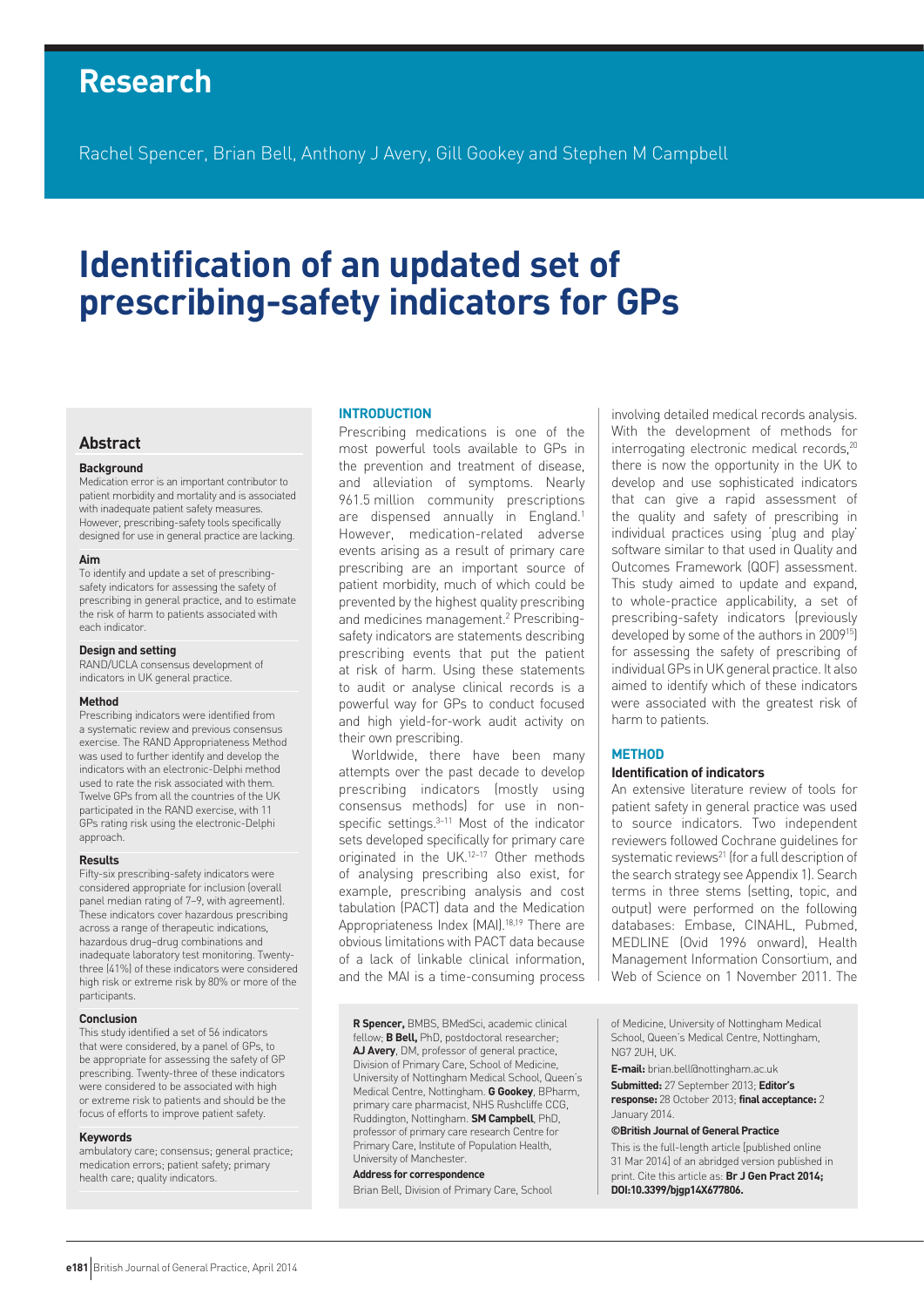# Research

Rachel Spencer, Brian Bell, Anthony J Avery, Gill Gookey and Stephen M Campbell

# Identification of an updated set of prescribing-safety indicators for GPs

## Abstract

### Background

Medication error is an important contributor to patient morbidity and mortality and is associated with inadequate patient safety measures. However, prescribing-safety tools specifically designed for use in general practice are lacking.

### Aim

To identify and update a set of prescribing-safety indicators for assessing the safety of prescribing in general practice, and to estimate the risk of harm to patients associated with each indicator.

### Design and setting

RAND/UCLA consensus development of indicators in UK general practice.

### Method

Prescribing indicators were identified from a systematic review and previous consensus exercise. The RAND Appropriateness Method was used to further identify and develop the indicators with an electronic-Delphi method used to rate the risk associated with them. Twelve GPs from all the countries of the UK participated in the RAND exercise, with 11 GPs rating risk using the electronic-Delphi approach.

### Results

Fifty-six prescribing-safety indicators were considered appropriate for inclusion (overall panel median rating of 7–9, with agreement). These indicators cover hazardous prescribing across a range of therapeutic indications, hazardous drug–drug combinations and inadequate laboratory test monitoring. Twenty-three (41%) of these indicators were considered high risk or extreme risk by 80% or more of the participants.

### Conclusion

This study identified a set of 56 indicators that were considered, by a panel of GPs, to be appropriate for assessing the safety of GP prescribing. Twenty-three of these indicators were considered to be associated with high or extreme risk to patients and should be the focus of efforts to improve patient safety.

### Keywords

ambulatory care; consensus; general practice; medication errors; patient safety; primary health care; quality indicators.

## INTRODUCTION

Prescribing medications is one of the most powerful tools available to GPs in the prevention and treatment of disease, and alleviation of symptoms. Nearly 961.5 million community prescriptions are dispensed annually in England.[1] However, medication-related adverse events arising as a result of primary care prescribing are an important source of patient morbidity, much of which could be prevented by the highest quality prescribing and medicines management.[2] Prescribing-safety indicators are statements describing prescribing events that put the patient at risk of harm. Using these statements to audit or analyse clinical records is a powerful way for GPs to conduct focused and high yield-for-work audit activity on their own prescribing.

Worldwide, there have been many attempts over the past decade to develop prescribing indicators (mostly using consensus methods) for use in non-specific settings.[3–11] Most of the indicator sets developed specifically for primary care originated in the UK.[12–17] Other methods of analysing prescribing also exist, for example, prescribing analysis and cost tabulation (PACT) data and the Medication Appropriateness Index (MAI).[18,19] There are obvious limitations with PACT data because of a lack of linkable clinical information, and the MAI is a time-consuming process involving detailed medical records analysis. With the development of methods for interrogating electronic medical records,[20] there is now the opportunity in the UK to develop and use sophisticated indicators that can give a rapid assessment of the quality and safety of prescribing in individual practices using 'plug and play' software similar to that used in Quality and Outcomes Framework (QOF) assessment. This study aimed to update and expand, to whole-practice applicability, a set of prescribing-safety indicators (previously developed by some of the authors in 2009[15]) for assessing the safety of prescribing of individual GPs in UK general practice. It also aimed to identify which of these indicators were associated with the greatest risk of harm to patients.

## METHOD

### Identification of indicators

An extensive literature review of tools for patient safety in general practice was used to source indicators. Two independent reviewers followed Cochrane guidelines for systematic reviews[21] (for a full description of the search strategy see Appendix 1). Search terms in three stems (setting, topic, and output) were performed on the following databases: Embase, CINAHL, Pubmed, MEDLINE (Ovid 1996 onward), Health Management Information Consortium, and Web of Science on 1 November 2011. The

**R Spencer,** BMBS, BMedSci, academic clinical fellow; **B Bell,** PhD, postdoctoral researcher; **AJ Avery**, DM, professor of general practice, Division of Primary Care, School of Medicine, University of Nottingham Medical School, Queen's Medical Centre, Nottingham. **G Gookey**, BPharm, primary care pharmacist, NHS Rushcliffe CCG, Ruddington, Nottingham. **SM Campbell**, PhD, professor of primary care research Centre for Primary Care, Institute of Population Health, University of Manchester.

**Address for correspondence**

Brian Bell, Division of Primary Care, School of Medicine, University of Nottingham Medical School, Queen's Medical Centre, Nottingham, NG7 2UH, UK.

**E-mail:** brian.bell@nottingham.ac.uk

**Submitted:** 27 September 2013; **Editor's response:** 28 October 2013; **final acceptance:** 2 January 2014.

**©British Journal of General Practice**

This is the full-length article (published online 31 Mar 2014) of an abridged version published in print. Cite this article as: **Br J Gen Pract 2014; DOI:10.3399/bjgp14X677806.**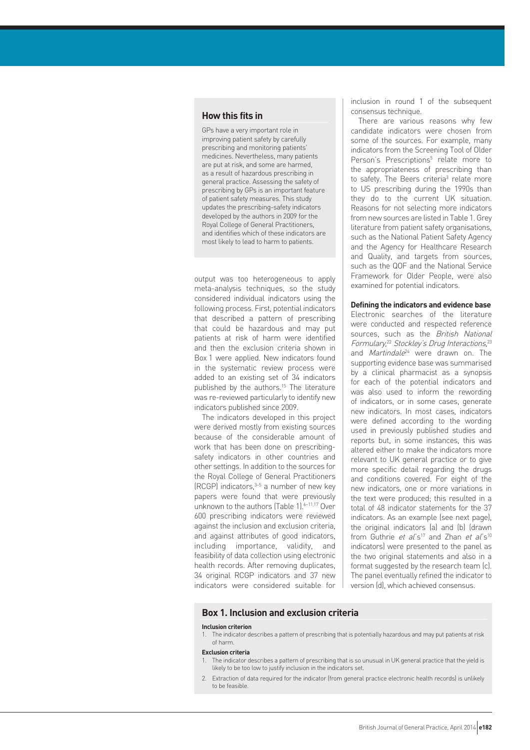## How this fits in

GPs have a very important role in improving patient safety by carefully prescribing and monitoring patients' medicines. Nevertheless, many patients are put at risk, and some are harmed, as a result of hazardous prescribing in general practice. Assessing the safety of prescribing by GPs is an important feature of patient safety measures. This study updates the prescribing-safety indicators developed by the authors in 2009 for the Royal College of General Practitioners, and identifies which of these indicators are most likely to lead to harm to patients.

output was too heterogeneous to apply meta-analysis techniques, so the study considered individual indicators using the following process. First, potential indicators that described a pattern of prescribing that could be hazardous and may put patients at risk of harm were identified and then the exclusion criteria shown in Box 1 were applied. New indicators found in the systematic review process were added to an existing set of 34 indicators published by the authors.[15] The literature was re-reviewed particularly to identify new indicators published since 2009.

The indicators developed in this project were derived mostly from existing sources because of the considerable amount of work that has been done on prescribing-safety indicators in other countries and other settings. In addition to the sources for the Royal College of General Practitioners (RCGP) indicators,[3–5] a number of new key papers were found that were previously unknown to the authors (Table 1).[6–11,17] Over 600 prescribing indicators were reviewed against the inclusion and exclusion criteria, and against attributes of good indicators, including importance, validity, and feasibility of data collection using electronic health records. After removing duplicates, 34 original RCGP indicators and 37 new indicators were considered suitable for inclusion in round 1 of the subsequent consensus technique.

There are various reasons why few candidate indicators were chosen from some of the sources. For example, many indicators from the Screening Tool of Older Person's Prescriptions[5] relate more to the appropriateness of prescribing than to safety. The Beers criteria[3] relate more to US prescribing during the 1990s than they do to the current UK situation. Reasons for not selecting more indicators from new sources are listed in Table 1. Grey literature from patient safety organisations, such as the National Patient Safety Agency and the Agency for Healthcare Research and Quality, and targets from sources, such as the QOF and the National Service Framework for Older People, were also examined for potential indicators.

### Defining the indicators and evidence base

Electronic searches of the literature were conducted and respected reference sources, such as the *British National Formulary*,[22] *Stockley's Drug Interactions*,[23] and *Martindale*[24] were drawn on. The supporting evidence base was summarised by a clinical pharmacist as a synopsis for each of the potential indicators and was also used to inform the rewording of indicators, or in some cases, generate new indicators. In most cases, indicators were defined according to the wording used in previously published studies and reports but, in some instances, this was altered either to make the indicators more relevant to UK general practice or to give more specific detail regarding the drugs and conditions covered. For eight of the new indicators, one or more variations in the text were produced; this resulted in a total of 48 indicator statements for the 37 indicators. As an example (see next page), the original indicators (a) and (b) (drawn from Guthrie *et al*'s[17] and Zhan *et al*'s[10] indicators) were presented to the panel as the two original statements and also in a format suggested by the research team (c). The panel eventually refined the indicator to version (d), which achieved consensus.

## Box 1. Inclusion and exclusion criteria

**Inclusion criterion**

1. The indicator describes a pattern of prescribing that is potentially hazardous and may put patients at risk of harm.

**Exclusion criteria**

1. The indicator describes a pattern of prescribing that is so unusual in UK general practice that the yield is likely to be too low to justify inclusion in the indicators set.
2. Extraction of data required for the indicator (from general practice electronic health records) is unlikely to be feasible.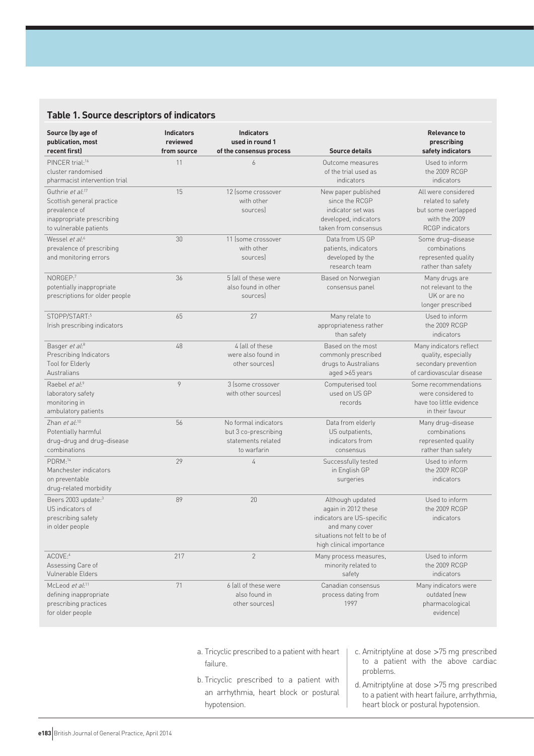**Table 1. Source descriptors of indicators**

| Source (by age of publication, most recent first) | Indicators reviewed from source | Indicators used in round 1 of the consensus process | Source details | Relevance to prescribing safety indicators |
|---|---|---|---|---|
| PINCER trial:[16] cluster randomised pharmacist intervention trial | 11 | 6 | Outcome measures of the trial used as indicators | Used to inform the 2009 RCGP indicators |
| Guthrie *et al*:[17] Scottish general practice prevalence of inappropriate prescribing to vulnerable patients | 15 | 12 (some crossover with other sources) | New paper published since the RCGP indicator set was developed, indicators taken from consensus | All were considered related to safety but some overlapped with the 2009 RCGP indicators |
| Wessel *et al*:[6] prevalence of prescribing and monitoring errors | 30 | 11 (some crossover with other sources) | Data from US GP patients, indicators developed by the research team | Some drug–disease combinations represented quality rather than safety |
| NORGEP:[7] potentially inappropriate prescriptions for older people | 36 | 5 (all of these were also found in other sources) | Based on Norwegian consensus panel | Many drugs are not relevant to the UK or are no longer prescribed |
| STOPP/START:[5] Irish prescribing indicators | 65 | 27 | Many relate to appropriateness rather than safety | Used to inform the 2009 RCGP indicators |
| Basger *et al*:[8] Prescribing Indicators Tool for Elderly Australians | 48 | 4 (all of these were also found in other sources) | Based on the most commonly prescribed drugs to Australians aged >65 years | Many indicators reflect quality, especially secondary prevention of cardiovascular disease |
| Raebel *et al*:[9] laboratory safety monitoring in ambulatory patients | 9 | 3 (some crossover with other sources) | Computerised tool used on US GP records | Some recommendations were considered to have too little evidence in their favour |
| Zhan *et al*:[10] Potentially harmful drug–drug and drug–disease combinations | 56 | No formal indicators but 3 co-prescribing statements related to warfarin | Data from elderly US outpatients, indicators from consensus | Many drug–disease combinations represented quality rather than safety |
| PDRM:[14] Manchester indicators on preventable drug-related morbidity | 29 | 4 | Successfully tested in English GP surgeries | Used to inform the 2009 RCGP indicators |
| Beers 2003 update:[3] US indicators of prescribing safety in older people | 89 | 20 | Although updated again in 2012 these indicators are US-specific and many cover situations not felt to be of high clinical importance | Used to inform the 2009 RCGP indicators |
| ACOVE:[4] Assessing Care of Vulnerable Elders | 217 | 2 | Many process measures, minority related to safety | Used to inform the 2009 RCGP indicators |
| McLeod *et al*:[11] defining inappropriate prescribing practices for older people | 71 | 6 (all of these were also found in other sources) | Canadian consensus process dating from 1997 | Many indicators were outdated (new pharmacological evidence) |

a. Tricyclic prescribed to a patient with heart failure.

b. Tricyclic prescribed to a patient with an arrhythmia, heart block or postural hypotension.

c. Amitriptyline at dose >75 mg prescribed to a patient with the above cardiac problems.

d. Amitriptyline at dose >75 mg prescribed to a patient with heart failure, arrhythmia, heart block or postural hypotension.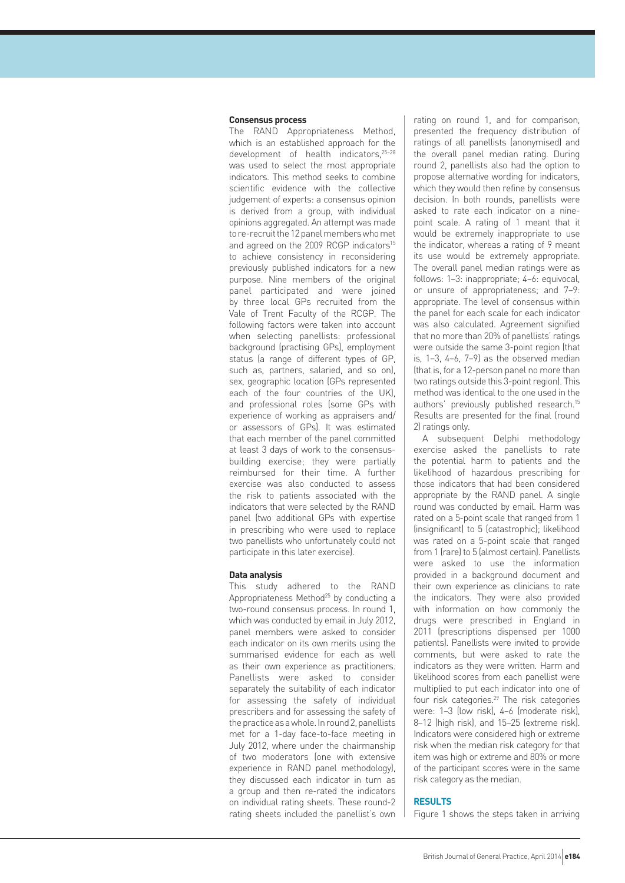### Consensus process

The RAND Appropriateness Method, which is an established approach for the development of health indicators,[25–28] was used to select the most appropriate indicators. This method seeks to combine scientific evidence with the collective judgement of experts: a consensus opinion is derived from a group, with individual opinions aggregated. An attempt was made to re-recruit the 12 panel members who met and agreed on the 2009 RCGP indicators[15] to achieve consistency in reconsidering previously published indicators for a new purpose. Nine members of the original panel participated and were joined by three local GPs recruited from the Vale of Trent Faculty of the RCGP. The following factors were taken into account when selecting panellists: professional background (practising GPs), employment status (a range of different types of GP, such as, partners, salaried, and so on), sex, geographic location (GPs represented each of the four countries of the UK), and professional roles (some GPs with experience of working as appraisers and/or assessors of GPs). It was estimated that each member of the panel committed at least 3 days of work to the consensus-building exercise; they were partially reimbursed for their time. A further exercise was also conducted to assess the risk to patients associated with the indicators that were selected by the RAND panel (two additional GPs with expertise in prescribing who were used to replace two panellists who unfortunately could not participate in this later exercise).

### Data analysis

This study adhered to the RAND Appropriateness Method[25] by conducting a two-round consensus process. In round 1, which was conducted by email in July 2012, panel members were asked to consider each indicator on its own merits using the summarised evidence for each as well as their own experience as practitioners. Panellists were asked to consider separately the suitability of each indicator for assessing the safety of individual prescribers and for assessing the safety of the practice as a whole. In round 2, panellists met for a 1-day face-to-face meeting in July 2012, where under the chairmanship of two moderators (one with extensive experience in RAND panel methodology), they discussed each indicator in turn as a group and then re-rated the indicators on individual rating sheets. These round-2 rating sheets included the panellist's own rating on round 1, and for comparison, presented the frequency distribution of ratings of all panellists (anonymised) and the overall panel median rating. During round 2, panellists also had the option to propose alternative wording for indicators, which they would then refine by consensus decision. In both rounds, panellists were asked to rate each indicator on a nine-point scale. A rating of 1 meant that it would be extremely inappropriate to use the indicator, whereas a rating of 9 meant its use would be extremely appropriate. The overall panel median ratings were as follows: 1–3: inappropriate; 4–6: equivocal, or unsure of appropriateness; and 7–9: appropriate. The level of consensus within the panel for each scale for each indicator was also calculated. Agreement signified that no more than 20% of panellists' ratings were outside the same 3-point region (that is, 1–3, 4–6, 7–9) as the observed median (that is, for a 12-person panel no more than two ratings outside this 3-point region). This method was identical to the one used in the authors' previously published research.[15] Results are presented for the final (round 2) ratings only.

A subsequent Delphi methodology exercise asked the panellists to rate the potential harm to patients and the likelihood of hazardous prescribing for those indicators that had been considered appropriate by the RAND panel. A single round was conducted by email. Harm was rated on a 5-point scale that ranged from 1 (insignificant) to 5 (catastrophic); likelihood was rated on a 5-point scale that ranged from 1 (rare) to 5 (almost certain). Panellists were asked to use the information provided in a background document and their own experience as clinicians to rate the indicators. They were also provided with information on how commonly the drugs were prescribed in England in 2011 (prescriptions dispensed per 1000 patients). Panellists were invited to provide comments, but were asked to rate the indicators as they were written. Harm and likelihood scores from each panellist were multiplied to put each indicator into one of four risk categories.[29] The risk categories were: 1–3 (low risk), 4–6 (moderate risk), 8–12 (high risk), and 15–25 (extreme risk). Indicators were considered high or extreme risk when the median risk category for that item was high or extreme and 80% or more of the participant scores were in the same risk category as the median.

## RESULTS

Figure 1 shows the steps taken in arriving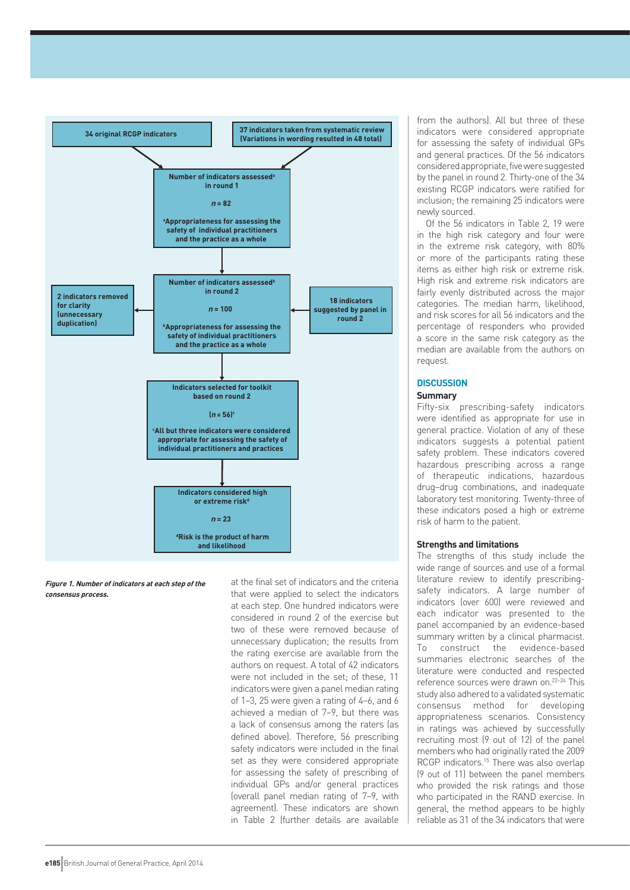34 original RCGP indicators

37 indicators taken from systematic review (Variations in wording resulted in 48 total)

Number of indicators assessed[a] in round 1

$n = 82$

[a]Appropriateness for assessing the safety of individual practitioners and the practice as a whole

2 indicators removed for clarity (unnecessary duplication)

Number of indicators assessed[b] in round 2

$n = 100$

[b]Appropriateness for assessing the safety of individual practitioners and the practice as a whole

18 indicators suggested by panel in round 2

Indicators selected for toolkit based on round 2

($n = 56$)[c]

[c]All but three indicators were considered appropriate for assessing the safety of individual practitioners and practices

Indicators considered high or extreme risk[d]

$n = 23$

[d]Risk is the product of harm and likelihood

***Figure 1. Number of indicators at each step of the consensus process.***

at the final set of indicators and the criteria that were applied to select the indicators at each step. One hundred indicators were considered in round 2 of the exercise but two of these were removed because of unnecessary duplication; the results from the rating exercise are available from the authors on request. A total of 42 indicators were not included in the set; of these, 11 indicators were given a panel median rating of 1–3, 25 were given a rating of 4–6, and 6 achieved a median of 7–9, but there was a lack of consensus among the raters (as defined above). Therefore, 56 prescribing safety indicators were included in the final set as they were considered appropriate for assessing the safety of prescribing of individual GPs and/or general practices (overall panel median rating of 7–9, with agreement). These indicators are shown in Table 2 (further details are available from the authors). All but three of these indicators were considered appropriate for assessing the safety of individual GPs and general practices. Of the 56 indicators considered appropriate, five were suggested by the panel in round 2. Thirty-one of the 34 existing RCGP indicators were ratified for inclusion; the remaining 25 indicators were newly sourced.

Of the 56 indicators in Table 2, 19 were in the high risk category and four were in the extreme risk category, with 80% or more of the participants rating these items as either high risk or extreme risk. High risk and extreme risk indicators are fairly evenly distributed across the major categories. The median harm, likelihood, and risk scores for all 56 indicators and the percentage of responders who provided a score in the same risk category as the median are available from the authors on request.

## DISCUSSION

### Summary

Fifty-six prescribing-safety indicators were identified as appropriate for use in general practice. Violation of any of these indicators suggests a potential patient safety problem. These indicators covered hazardous prescribing across a range of therapeutic indications, hazardous drug–drug combinations, and inadequate laboratory test monitoring. Twenty-three of these indicators posed a high or extreme risk of harm to the patient.

### Strengths and limitations

The strengths of this study include the wide range of sources and use of a formal literature review to identify prescribing-safety indicators. A large number of indicators (over 600) were reviewed and each indicator was presented to the panel accompanied by an evidence-based summary written by a clinical pharmacist. To construct the evidence-based summaries electronic searches of the literature were conducted and respected reference sources were drawn on.[22–24] This study also adhered to a validated systematic consensus method for developing appropriateness scenarios. Consistency in ratings was achieved by successfully recruiting most (9 out of 12) of the panel members who had originally rated the 2009 RCGP indicators.[15] There was also overlap (9 out of 11) between the panel members who provided the risk ratings and those who participated in the RAND exercise. In general, the method appears to be highly reliable as 31 of the 34 indicators that were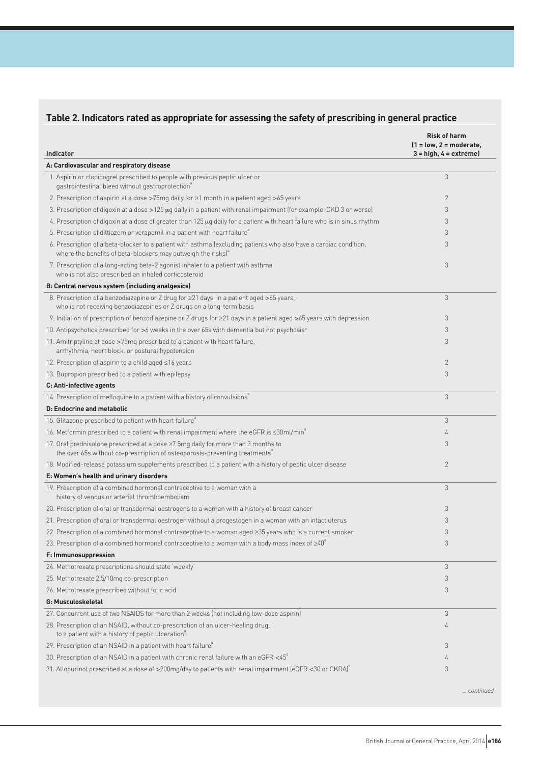## Table 2. Indicators rated as appropriate for assessing the safety of prescribing in general practice

| Indicator | Risk of harm (1 = low, 2 = moderate, 3 = high, 4 = extreme) |
|---|---|
| **A: Cardiovascular and respiratory disease** | |
| 1. Aspirin or clopidogrel prescribed to people with previous peptic ulcer or gastrointestinal bleed without gastroprotection[a] | 3 |
| 2. Prescription of aspirin at a dose >75mg daily for ≥1 month in a patient aged >65 years | 2 |
| 3. Prescription of digoxin at a dose >125 μg daily in a patient with renal impairment (for example, CKD 3 or worse) | 3 |
| 4. Prescription of digoxin at a dose of greater than 125 μg daily for a patient with heart failure who is in sinus rhythm | 3 |
| 5. Prescription of diltiazem or verapamil in a patient with heart failure[a] | 3 |
| 6. Prescription of a beta-blocker to a patient with asthma (excluding patients who also have a cardiac condition, where the benefits of beta-blockers may outweigh the risks)[a] | 3 |
| 7. Prescription of a long-acting beta-2 agonist inhaler to a patient with asthma who is not also prescribed an inhaled corticosteroid | 3 |
| **B: Central nervous system (including analgesics)** | |
| 8. Prescription of a benzodiazepine or Z drug for ≥21 days, in a patient aged >65 years, who is not receiving benzodiazepines or Z drugs on a long-term basis | 3 |
| 9. Initiation of prescription of benzodiazepine or Z drugs for ≥21 days in a patient aged >65 years with depression | 3 |
| 10. Antipsychotics prescribed for >6 weeks in the over 65s with dementia but not psychosis[a] | 3 |
| 11. Amitriptyline at dose >75mg prescribed to a patient with heart failure, arrhythmia, heart block. or postural hypotension | 3 |
| 12. Prescription of aspirin to a child aged ≤16 years | 2 |
| 13. Bupropion prescribed to a patient with epilepsy | 3 |
| **C: Anti-infective agents** | |
| 14. Prescription of mefloquine to a patient with a history of convulsions[a] | 3 |
| **D: Endocrine and metabolic** | |
| 15. Glitazone prescribed to patient with heart failure[a] | 3 |
| 16. Metformin prescribed to a patient with renal impairment where the eGFR is ≤30ml/min[a] | 4 |
| 17. Oral prednisolone prescribed at a dose ≥7.5mg daily for more than 3 months to the over 65s without co-prescription of osteoporosis-preventing treatments[a] | 3 |
| 18. Modified-release potassium supplements prescribed to a patient with a history of peptic ulcer disease | 2 |
| **E: Women's health and urinary disorders** | |
| 19. Prescription of a combined hormonal contraceptive to a woman with a history of venous or arterial thromboembolism | 3 |
| 20. Prescription of oral or transdermal oestrogens to a woman with a history of breast cancer | 3 |
| 21. Prescription of oral or transdermal oestrogen without a progestogen in a woman with an intact uterus | 3 |
| 22. Prescription of a combined hormonal contraceptive to a woman aged ≥35 years who is a current smoker | 3 |
| 23. Prescription of a combined hormonal contraceptive to a woman with a body mass index of ≥40[a] | 3 |
| **F: Immunosuppression** | |
| 24. Methotrexate prescriptions should state 'weekly' | 3 |
| 25. Methotrexate 2.5/10mg co-prescription | 3 |
| 26. Methotrexate prescribed without folic acid | 3 |
| **G: Musculoskeletal** | |
| 27. Concurrent use of two NSAIDS for more than 2 weeks (not including low-dose aspirin) | 3 |
| 28. Prescription of an NSAID, without co-prescription of an ulcer-healing drug, to a patient with a history of peptic ulceration[a] | 4 |
| 29. Prescription of an NSAID in a patient with heart failure[a] | 3 |
| 30. Prescription of an NSAID in a patient with chronic renal failure with an eGFR <45[a] | 4 |
| 31. Allopurinol prescribed at a dose of >200mg/day to patients with renal impairment (eGFR <30 or CKDA)[a] | 3 |

*... continued*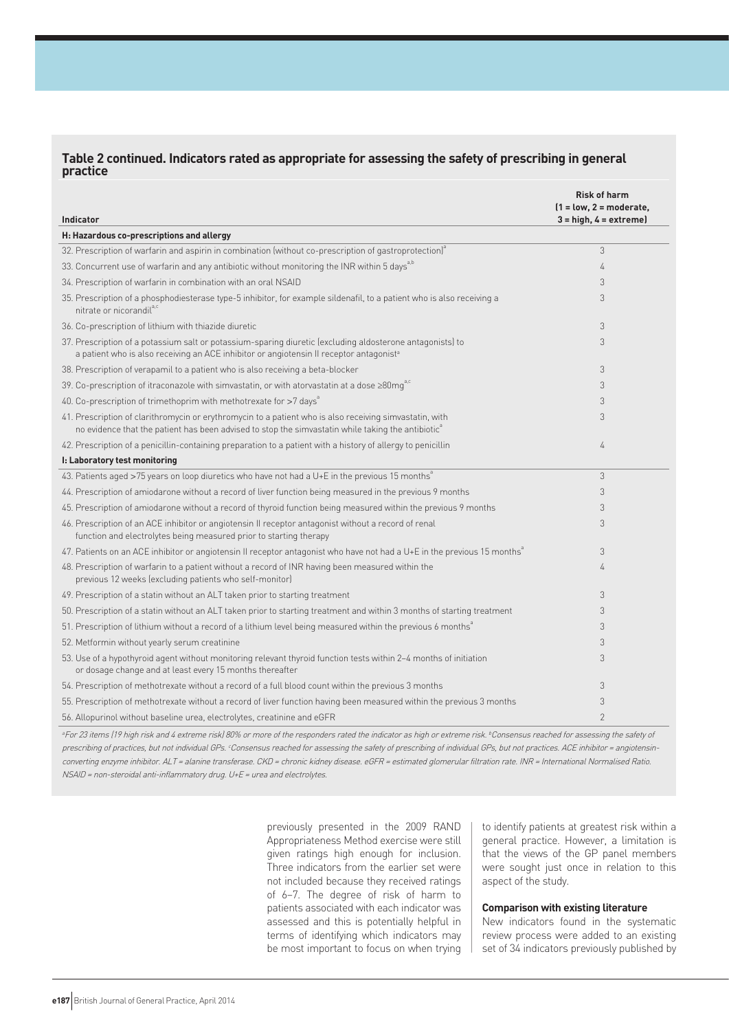**Table 2 continued. Indicators rated as appropriate for assessing the safety of prescribing in general practice**

| Indicator | Risk of harm (1 = low, 2 = moderate, 3 = high, 4 = extreme) |
|---|---|
| **H: Hazardous co-prescriptions and allergy** | |
| 32. Prescription of warfarin and aspirin in combination (without co-prescription of gastroprotection)[a] | 3 |
| 33. Concurrent use of warfarin and any antibiotic without monitoring the INR within 5 days[a,b] | 4 |
| 34. Prescription of warfarin in combination with an oral NSAID | 3 |
| 35. Prescription of a phosphodiesterase type-5 inhibitor, for example sildenafil, to a patient who is also receiving a nitrate or nicorandil[a,c] | 3 |
| 36. Co-prescription of lithium with thiazide diuretic | 3 |
| 37. Prescription of a potassium salt or potassium-sparing diuretic (excluding aldosterone antagonists) to a patient who is also receiving an ACE inhibitor or angiotensin II receptor antagonist[a] | 3 |
| 38. Prescription of verapamil to a patient who is also receiving a beta-blocker | 3 |
| 39. Co-prescription of itraconazole with simvastatin, or with atorvastatin at a dose ≥80mg[a,c] | 3 |
| 40. Co-prescription of trimethoprim with methotrexate for >7 days[a] | 3 |
| 41. Prescription of clarithromycin or erythromycin to a patient who is also receiving simvastatin, with no evidence that the patient has been advised to stop the simvastatin while taking the antibiotic[a] | 3 |
| 42. Prescription of a penicillin-containing preparation to a patient with a history of allergy to penicillin | 4 |
| **I: Laboratory test monitoring** | |
| 43. Patients aged >75 years on loop diuretics who have not had a U+E in the previous 15 months[a] | 3 |
| 44. Prescription of amiodarone without a record of liver function being measured in the previous 9 months | 3 |
| 45. Prescription of amiodarone without a record of thyroid function being measured within the previous 9 months | 3 |
| 46. Prescription of an ACE inhibitor or angiotensin II receptor antagonist without a record of renal function and electrolytes being measured prior to starting therapy | 3 |
| 47. Patients on an ACE inhibitor or angiotensin II receptor antagonist who have not had a U+E in the previous 15 months[a] | 3 |
| 48. Prescription of warfarin to a patient without a record of INR having been measured within the previous 12 weeks (excluding patients who self-monitor) | 4 |
| 49. Prescription of a statin without an ALT taken prior to starting treatment | 3 |
| 50. Prescription of a statin without an ALT taken prior to starting treatment and within 3 months of starting treatment | 3 |
| 51. Prescription of lithium without a record of a lithium level being measured within the previous 6 months[a] | 3 |
| 52. Metformin without yearly serum creatinine | 3 |
| 53. Use of a hypothyroid agent without monitoring relevant thyroid function tests within 2–4 months of initiation or dosage change and at least every 15 months thereafter | 3 |
| 54. Prescription of methotrexate without a record of a full blood count within the previous 3 months | 3 |
| 55. Prescription of methotrexate without a record of liver function having been measured within the previous 3 months | 3 |
| 56. Allopurinol without baseline urea, electrolytes, creatinine and eGFR | 2 |

*[a]For 23 items (19 high risk and 4 extreme risk) 80% or more of the responders rated the indicator as high or extreme risk. [b]Consensus reached for assessing the safety of prescribing of practices, but not individual GPs. [c]Consensus reached for assessing the safety of prescribing of individual GPs, but not practices. ACE inhibitor = angiotensin-converting enzyme inhibitor. ALT = alanine transferase. CKD = chronic kidney disease. eGFR = estimated glomerular filtration rate. INR = International Normalised Ratio. NSAID = non-steroidal anti-inflammatory drug. U+E = urea and electrolytes.*

previously presented in the 2009 RAND Appropriateness Method exercise were still given ratings high enough for inclusion. Three indicators from the earlier set were not included because they received ratings of 6–7. The degree of risk of harm to patients associated with each indicator was assessed and this is potentially helpful in terms of identifying which indicators may be most important to focus on when trying to identify patients at greatest risk within a general practice. However, a limitation is that the views of the GP panel members were sought just once in relation to this aspect of the study.

### Comparison with existing literature

New indicators found in the systematic review process were added to an existing set of 34 indicators previously published by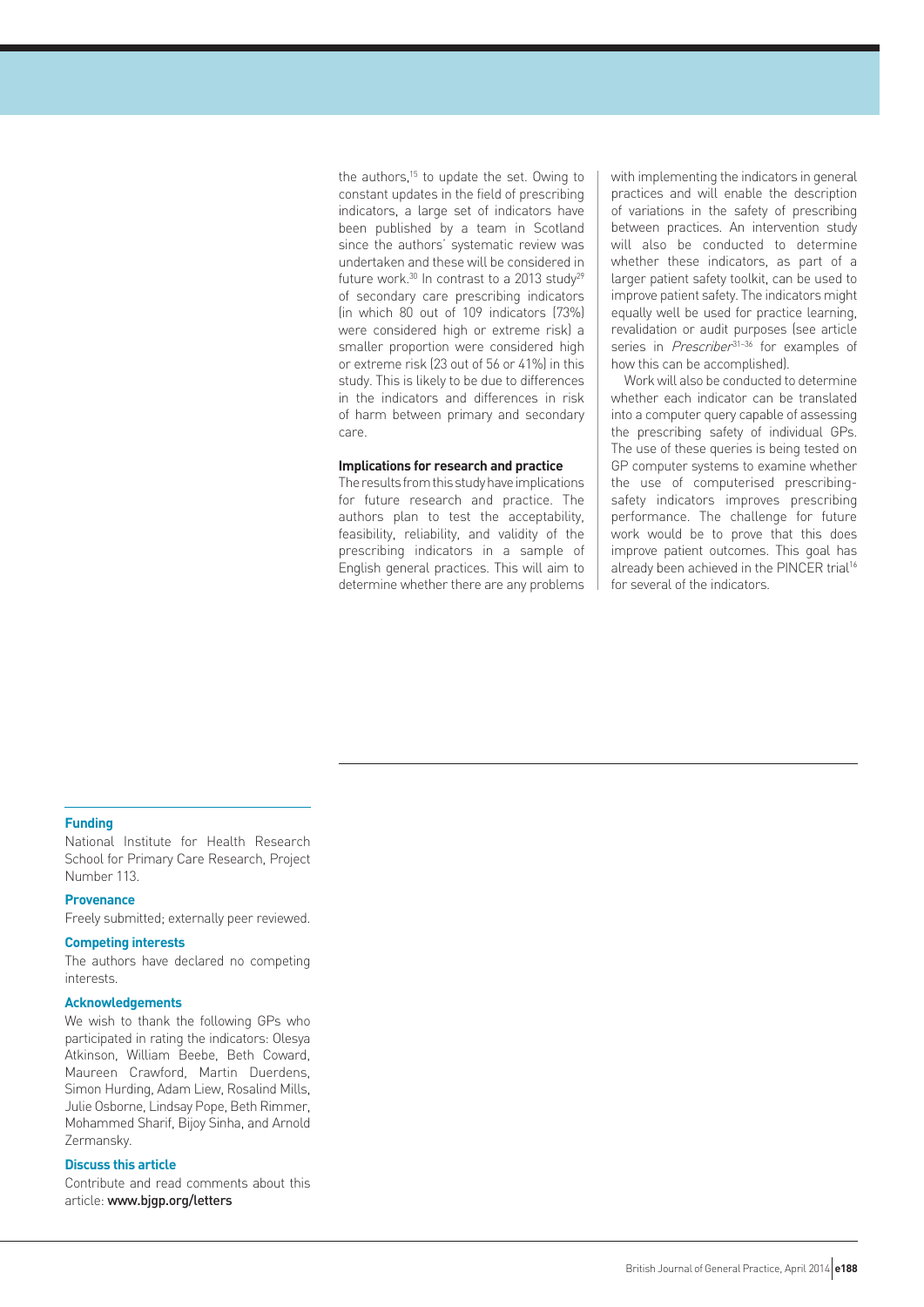the authors,[15] to update the set. Owing to constant updates in the field of prescribing indicators, a large set of indicators have been published by a team in Scotland since the authors' systematic review was undertaken and these will be considered in future work.[30] In contrast to a 2013 study[29] of secondary care prescribing indicators (in which 80 out of 109 indicators (73%) were considered high or extreme risk) a smaller proportion were considered high or extreme risk (23 out of 56 or 41%) in this study. This is likely to be due to differences in the indicators and differences in risk of harm between primary and secondary care.

#### Implications for research and practice

The results from this study have implications for future research and practice. The authors plan to test the acceptability, feasibility, reliability, and validity of the prescribing indicators in a sample of English general practices. This will aim to determine whether there are any problems with implementing the indicators in general practices and will enable the description of variations in the safety of prescribing between practices. An intervention study will also be conducted to determine whether these indicators, as part of a larger patient safety toolkit, can be used to improve patient safety. The indicators might equally well be used for practice learning, revalidation or audit purposes (see article series in *Prescriber*[31–36] for examples of how this can be accomplished).

Work will also be conducted to determine whether each indicator can be translated into a computer query capable of assessing the prescribing safety of individual GPs. The use of these queries is being tested on GP computer systems to examine whether the use of computerised prescribing-safety indicators improves prescribing performance. The challenge for future work would be to prove that this does improve patient outcomes. This goal has already been achieved in the PINCER trial[16] for several of the indicators.

#### Funding

National Institute for Health Research School for Primary Care Research, Project Number 113.

#### Provenance

Freely submitted; externally peer reviewed.

#### Competing interests

The authors have declared no competing interests.

#### Acknowledgements

We wish to thank the following GPs who participated in rating the indicators: Olesya Atkinson, William Beebe, Beth Coward, Maureen Crawford, Martin Duerdens, Simon Hurding, Adam Liew, Rosalind Mills, Julie Osborne, Lindsay Pope, Beth Rimmer, Mohammed Sharif, Bijoy Sinha, and Arnold Zermansky.

#### Discuss this article

Contribute and read comments about this article: **www.bjgp.org/letters**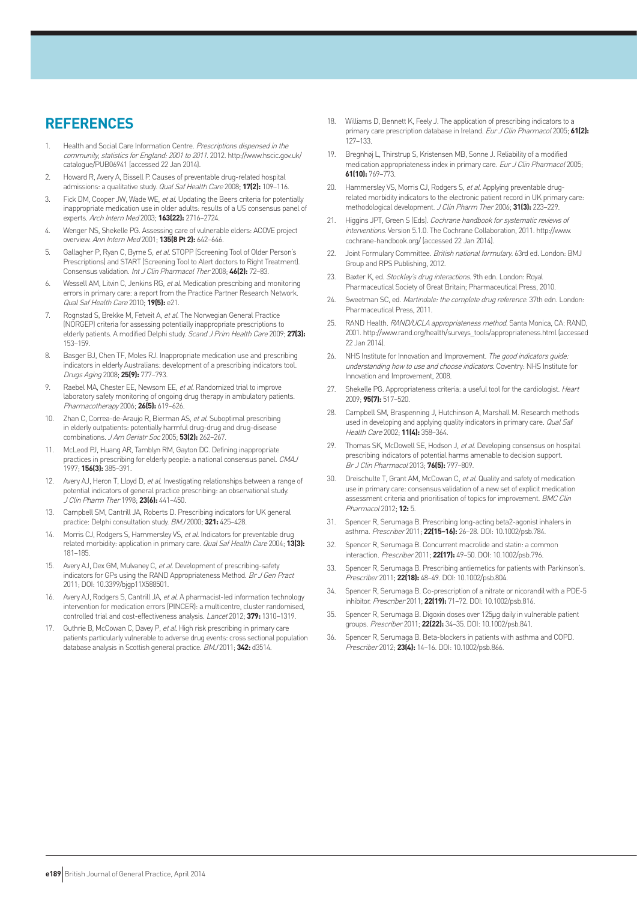## REFERENCES

1. Health and Social Care Information Centre. *Prescriptions dispensed in the community, statistics for England: 2001 to 2011.* 2012. http://www.hscic.gov.uk/catalogue/PUB06941 (accessed 22 Jan 2014).
2. Howard R, Avery A, Bissell P. Causes of preventable drug-related hospital admissions: a qualitative study. *Qual Saf Health Care* 2008; **17(2):** 109–116.
3. Fick DM, Cooper JW, Wade WE, *et al.* Updating the Beers criteria for potentially inappropriate medication use in older adults: results of a US consensus panel of experts. *Arch Intern Med* 2003; **163(22):** 2716–2724.
4. Wenger NS, Shekelle PG. Assessing care of vulnerable elders: ACOVE project overview. *Ann Intern Med* 2001; **135(8 Pt 2):** 642–646.
5. Gallagher P, Ryan C, Byrne S, *et al.* STOPP (Screening Tool of Older Person's Prescriptions) and START (Screening Tool to Alert doctors to Right Treatment). Consensus validation. *Int J Clin Pharmacol Ther* 2008; **46(2):** 72–83.
6. Wessell AM, Litvin C, Jenkins RG, *et al.* Medication prescribing and monitoring errors in primary care: a report from the Practice Partner Research Network. *Qual Saf Health Care* 2010; **19(5):** e21.
7. Rognstad S, Brekke M, Fetveit A, *et al.* The Norwegian General Practice (NORGEP) criteria for assessing potentially inappropriate prescriptions to elderly patients. A modified Delphi study. *Scand J Prim Health Care* 2009; **27(3):** 153–159.
8. Basger BJ, Chen TF, Moles RJ. Inappropriate medication use and prescribing indicators in elderly Australians: development of a prescribing indicators tool. *Drugs Aging* 2008; **25(9):** 777–793.
9. Raebel MA, Chester EE, Newsom EE, *et al.* Randomized trial to improve laboratory safety monitoring of ongoing drug therapy in ambulatory patients. *Pharmacotherapy* 2006; **26(5):** 619–626.
10. Zhan C, Correa-de-Araujo R, Bierman AS, *et al.* Suboptimal prescribing in elderly outpatients: potentially harmful drug-drug and drug-disease combinations. *J Am Geriatr Soc* 2005; **53(2):** 262–267.
11. McLeod PJ, Huang AR, Tamblyn RM, Gayton DC. Defining inappropriate practices in prescribing for elderly people: a national consensus panel. *CMAJ* 1997; **156(3):** 385–391.
12. Avery AJ, Heron T, Lloyd D, *et al.* Investigating relationships between a range of potential indicators of general practice prescribing: an observational study. *J Clin Pharm Ther* 1998; **23(6):** 441–450.
13. Campbell SM, Cantrill JA, Roberts D. Prescribing indicators for UK general practice: Delphi consultation study. *BMJ* 2000; **321:** 425–428.
14. Morris CJ, Rodgers S, Hammersley VS, *et al.* Indicators for preventable drug related morbidity: application in primary care. *Qual Saf Health Care* 2004; **13(3):** 181–185.
15. Avery AJ, Dex GM, Mulvaney C, *et al.* Development of prescribing-safety indicators for GPs using the RAND Appropriateness Method. *Br J Gen Pract* 2011; DOI: 10.3399/bjgp11X588501.
16. Avery AJ, Rodgers S, Cantrill JA, *et al.* A pharmacist-led information technology intervention for medication errors (PINCER): a multicentre, cluster randomised, controlled trial and cost-effectiveness analysis. *Lancet* 2012; **379:** 1310–1319.
17. Guthrie B, McCowan C, Davey P, *et al.* High risk prescribing in primary care patients particularly vulnerable to adverse drug events: cross sectional population database analysis in Scottish general practice. *BMJ* 2011; **342:** d3514.
18. Williams D, Bennett K, Feely J. The application of prescribing indicators to a primary care prescription database in Ireland. *Eur J Clin Pharmacol* 2005; **61(2):** 127–133.
19. Bregnhøj L, Thirstrup S, Kristensen MB, Sonne J. Reliability of a modified medication appropriateness index in primary care. *Eur J Clin Pharmacol* 2005; **61(10):** 769–773.
20. Hammersley VS, Morris CJ, Rodgers S, *et al.* Applying preventable drug-related morbidity indicators to the electronic patient record in UK primary care: methodological development. *J Clin Pharm Ther* 2006; **31(3):** 223–229.
21. Higgins JPT, Green S (Eds). *Cochrane handbook for systematic reviews of interventions.* Version 5.1.0. The Cochrane Collaboration, 2011. http://www.cochrane-handbook.org/ (accessed 22 Jan 2014).
22. Joint Formulary Committee. *British national formulary.* 63rd ed. London: BMJ Group and RPS Publishing, 2012.
23. Baxter K, ed. *Stockley's drug interactions.* 9th edn. London: Royal Pharmaceutical Society of Great Britain; Pharmaceutical Press, 2010.
24. Sweetman SC, ed. *Martindale: the complete drug reference.* 37th edn. London: Pharmaceutical Press, 2011.
25. RAND Health. *RAND/UCLA appropriateness method.* Santa Monica, CA: RAND, 2001. http://www.rand.org/health/surveys_tools/appropriateness.html (accessed 22 Jan 2014).
26. NHS Institute for Innovation and Improvement. *The good indicators guide: understanding how to use and choose indicators.* Coventry: NHS Institute for Innovation and Improvement, 2008.
27. Shekelle PG. Appropriateness criteria: a useful tool for the cardiologist. *Heart* 2009; **95(7):** 517–520.
28. Campbell SM, Braspenning J, Hutchinson A, Marshall M. Research methods used in developing and applying quality indicators in primary care. *Qual Saf Health Care* 2002; **11(4):** 358–364.
29. Thomas SK, McDowell SE, Hodson J, *et al.* Developing consensus on hospital prescribing indicators of potential harms amenable to decision support. *Br J Clin Pharmacol* 2013; **76(5):** 797–809.
30. Dreischulte T, Grant AM, McCowan C, *et al.* Quality and safety of medication use in primary care: consensus validation of a new set of explicit medication assessment criteria and prioritisation of topics for improvement. *BMC Clin Pharmacol* 2012; **12:** 5.
31. Spencer R, Serumaga B. Prescribing long-acting beta2-agonist inhalers in asthma. *Prescriber* 2011; **22(15–16):** 26–28. DOI: 10.1002/psb.784.
32. Spencer R, Serumaga B. Concurrent macrolide and statin: a common interaction. *Prescriber* 2011; **22(17):** 49–50. DOI: 10.1002/psb.796.
33. Spencer R, Serumaga B. Prescribing antiemetics for patients with Parkinson's. *Prescriber* 2011; **22(18):** 48–49. DOI: 10.1002/psb.804.
34. Spencer R, Serumaga B. Co-prescription of a nitrate or nicorandil with a PDE-5 inhibitor. *Prescriber* 2011; **22(19):** 71–72. DOI: 10.1002/psb.816.
35. Spencer R, Serumaga B. Digoxin doses over 125μg daily in vulnerable patient groups. *Prescriber* 2011; **22(22):** 34–35. DOI: 10.1002/psb.841.
36. Spencer R, Serumaga B. Beta-blockers in patients with asthma and COPD. *Prescriber* 2012; **23(4):** 14–16. DOI: 10.1002/psb.866.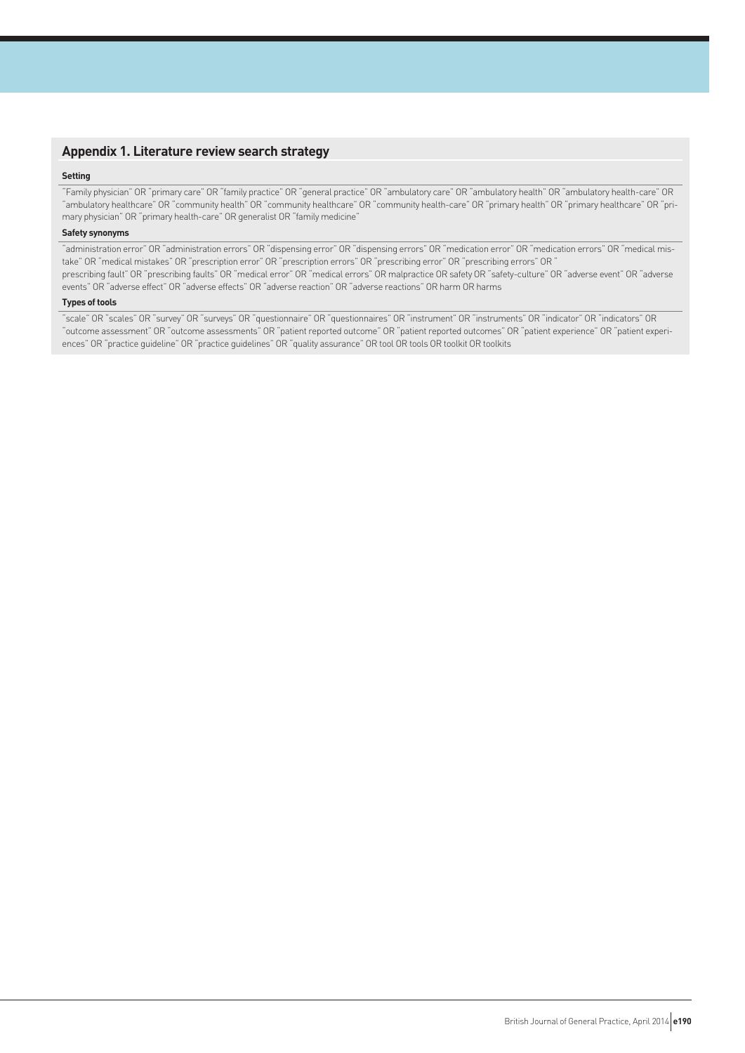## Appendix 1. Literature review search strategy

### Setting

"Family physician" OR "primary care" OR "family practice" OR "general practice" OR "ambulatory care" OR "ambulatory health" OR "ambulatory health-care" OR "ambulatory healthcare" OR "community health" OR "community healthcare" OR "community health-care" OR "primary health" OR "primary healthcare" OR "primary physician" OR "primary health-care" OR generalist OR "family medicine"

### Safety synonyms

"administration error" OR "administration errors" OR "dispensing error" OR "dispensing errors" OR "medication error" OR "medication errors" OR "medical mistake" OR "medical mistakes" OR "prescription error" OR "prescription errors" OR "prescribing error" OR "prescribing errors" OR " prescribing fault" OR "prescribing faults" OR "medical error" OR "medical errors" OR malpractice OR safety OR "safety-culture" OR "adverse event" OR "adverse events" OR "adverse effect" OR "adverse effects" OR "adverse reaction" OR "adverse reactions" OR harm OR harms

### Types of tools

"scale" OR "scales" OR "survey" OR "surveys" OR "questionnaire" OR "questionnaires" OR "instrument" OR "instruments" OR "indicator" OR "indicators" OR "outcome assessment" OR "outcome assessments" OR "patient reported outcome" OR "patient reported outcomes" OR "patient experience" OR "patient experiences" OR "practice guideline" OR "practice guidelines" OR "quality assurance" OR tool OR tools OR toolkit OR toolkits